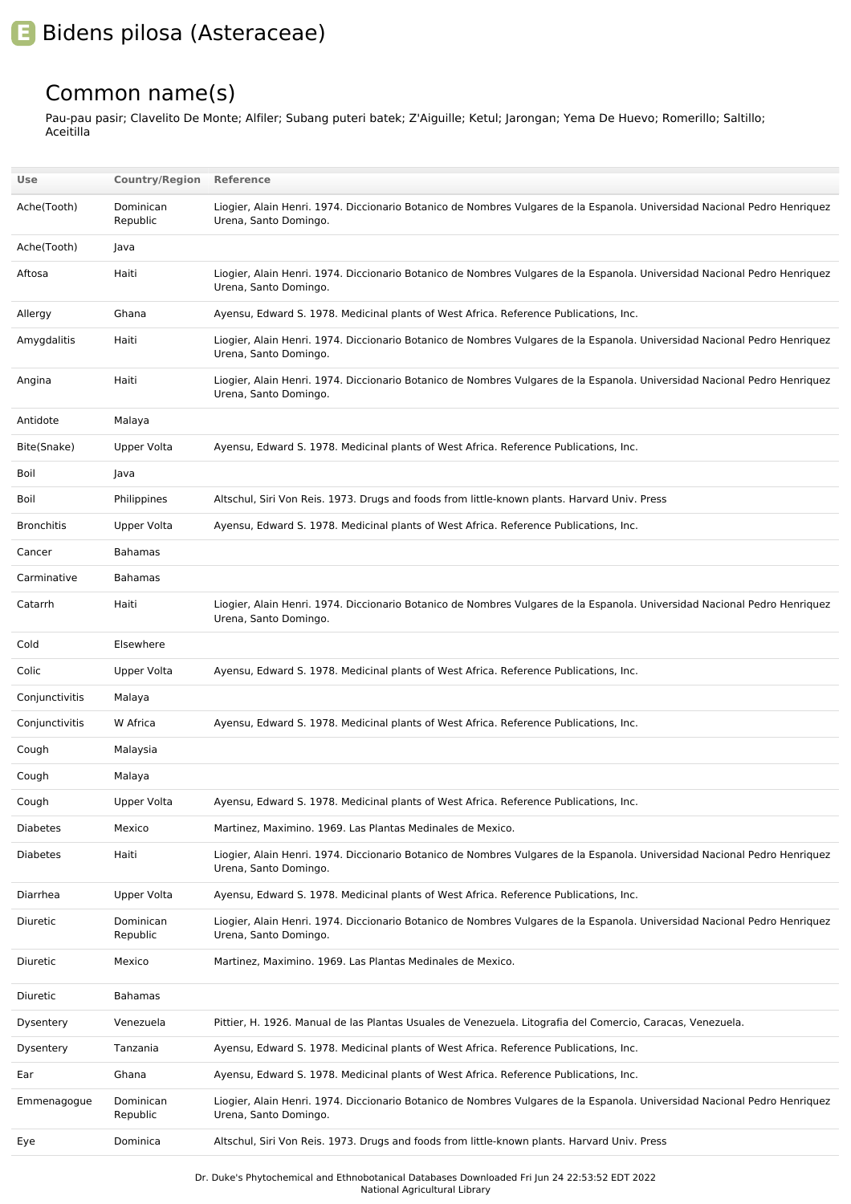# Bidens pilosa (Asteraceae)

## Common name(s)

Pau-pau pasir; Clavelito De Monte; Alfiler; Subang puteri batek; Z'Aiguille; Ketul; Jarongan; Yema De Huevo; Romerillo; Saltillo; Aceitilla

| Use | Country/Region | Reference |
|---|---|---|
| Ache(Tooth) | Dominican Republic | Liogier, Alain Henri. 1974. Diccionario Botanico de Nombres Vulgares de la Espanola. Universidad Nacional Pedro Henriquez Urena, Santo Domingo. |
| Ache(Tooth) | Java | |
| Aftosa | Haiti | Liogier, Alain Henri. 1974. Diccionario Botanico de Nombres Vulgares de la Espanola. Universidad Nacional Pedro Henriquez Urena, Santo Domingo. |
| Allergy | Ghana | Ayensu, Edward S. 1978. Medicinal plants of West Africa. Reference Publications, Inc. |
| Amygdalitis | Haiti | Liogier, Alain Henri. 1974. Diccionario Botanico de Nombres Vulgares de la Espanola. Universidad Nacional Pedro Henriquez Urena, Santo Domingo. |
| Angina | Haiti | Liogier, Alain Henri. 1974. Diccionario Botanico de Nombres Vulgares de la Espanola. Universidad Nacional Pedro Henriquez Urena, Santo Domingo. |
| Antidote | Malaya | |
| Bite(Snake) | Upper Volta | Ayensu, Edward S. 1978. Medicinal plants of West Africa. Reference Publications, Inc. |
| Boil | Java | |
| Boil | Philippines | Altschul, Siri Von Reis. 1973. Drugs and foods from little-known plants. Harvard Univ. Press |
| Bronchitis | Upper Volta | Ayensu, Edward S. 1978. Medicinal plants of West Africa. Reference Publications, Inc. |
| Cancer | Bahamas | |
| Carminative | Bahamas | |
| Catarrh | Haiti | Liogier, Alain Henri. 1974. Diccionario Botanico de Nombres Vulgares de la Espanola. Universidad Nacional Pedro Henriquez Urena, Santo Domingo. |
| Cold | Elsewhere | |
| Colic | Upper Volta | Ayensu, Edward S. 1978. Medicinal plants of West Africa. Reference Publications, Inc. |
| Conjunctivitis | Malaya | |
| Conjunctivitis | W Africa | Ayensu, Edward S. 1978. Medicinal plants of West Africa. Reference Publications, Inc. |
| Cough | Malaysia | |
| Cough | Malaya | |
| Cough | Upper Volta | Ayensu, Edward S. 1978. Medicinal plants of West Africa. Reference Publications, Inc. |
| Diabetes | Mexico | Martinez, Maximino. 1969. Las Plantas Medinales de Mexico. |
| Diabetes | Haiti | Liogier, Alain Henri. 1974. Diccionario Botanico de Nombres Vulgares de la Espanola. Universidad Nacional Pedro Henriquez Urena, Santo Domingo. |
| Diarrhea | Upper Volta | Ayensu, Edward S. 1978. Medicinal plants of West Africa. Reference Publications, Inc. |
| Diuretic | Dominican Republic | Liogier, Alain Henri. 1974. Diccionario Botanico de Nombres Vulgares de la Espanola. Universidad Nacional Pedro Henriquez Urena, Santo Domingo. |
| Diuretic | Mexico | Martinez, Maximino. 1969. Las Plantas Medinales de Mexico. |
| Diuretic | Bahamas | |
| Dysentery | Venezuela | Pittier, H. 1926. Manual de las Plantas Usuales de Venezuela. Litografia del Comercio, Caracas, Venezuela. |
| Dysentery | Tanzania | Ayensu, Edward S. 1978. Medicinal plants of West Africa. Reference Publications, Inc. |
| Ear | Ghana | Ayensu, Edward S. 1978. Medicinal plants of West Africa. Reference Publications, Inc. |
| Emmenagogue | Dominican Republic | Liogier, Alain Henri. 1974. Diccionario Botanico de Nombres Vulgares de la Espanola. Universidad Nacional Pedro Henriquez Urena, Santo Domingo. |
| Eye | Dominica | Altschul, Siri Von Reis. 1973. Drugs and foods from little-known plants. Harvard Univ. Press |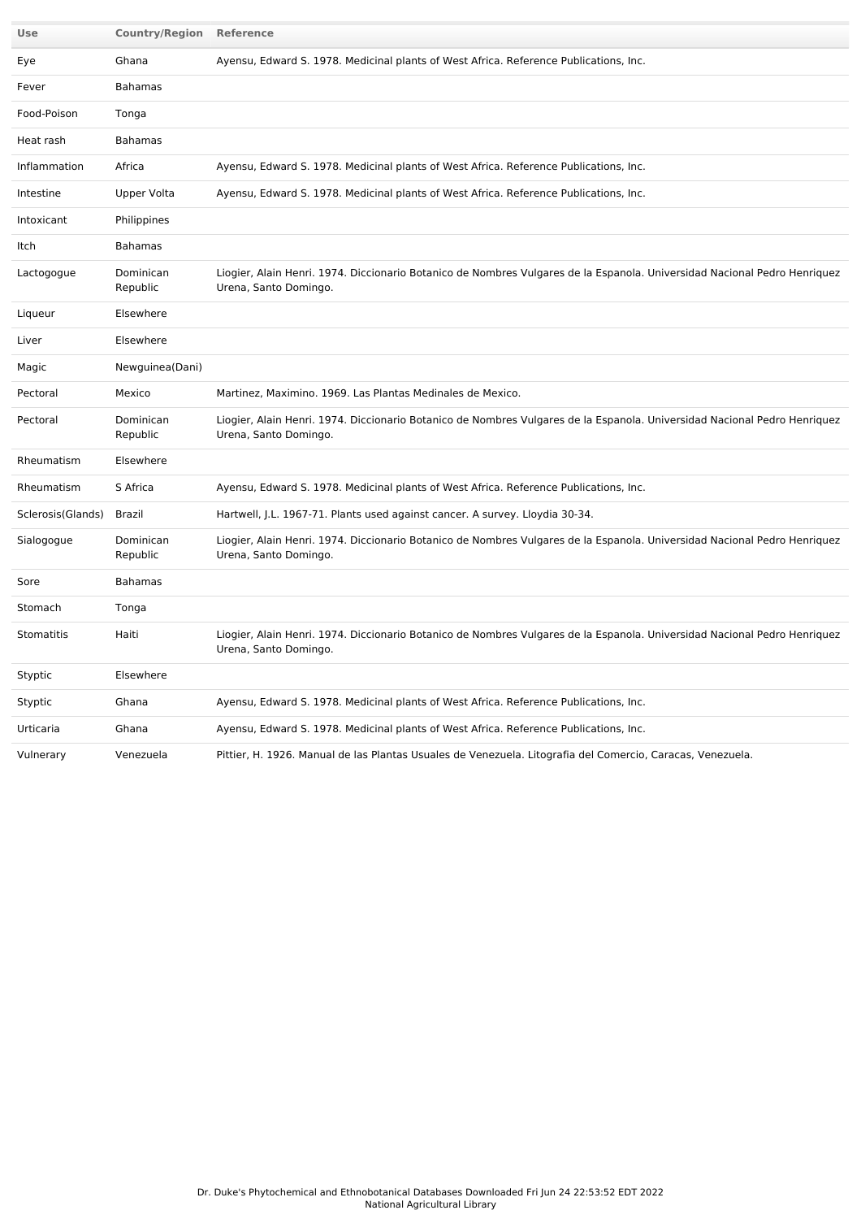| Use | Country/Region | Reference |
| --- | --- | --- |
| Eye | Ghana | Ayensu, Edward S. 1978. Medicinal plants of West Africa. Reference Publications, Inc. |
| Fever | Bahamas | |
| Food-Poison | Tonga | |
| Heat rash | Bahamas | |
| Inflammation | Africa | Ayensu, Edward S. 1978. Medicinal plants of West Africa. Reference Publications, Inc. |
| Intestine | Upper Volta | Ayensu, Edward S. 1978. Medicinal plants of West Africa. Reference Publications, Inc. |
| Intoxicant | Philippines | |
| Itch | Bahamas | |
| Lactogogue | Dominican Republic | Liogier, Alain Henri. 1974. Diccionario Botanico de Nombres Vulgares de la Espanola. Universidad Nacional Pedro Henriquez Urena, Santo Domingo. |
| Liqueur | Elsewhere | |
| Liver | Elsewhere | |
| Magic | Newguinea(Dani) | |
| Pectoral | Mexico | Martinez, Maximino. 1969. Las Plantas Medinales de Mexico. |
| Pectoral | Dominican Republic | Liogier, Alain Henri. 1974. Diccionario Botanico de Nombres Vulgares de la Espanola. Universidad Nacional Pedro Henriquez Urena, Santo Domingo. |
| Rheumatism | Elsewhere | |
| Rheumatism | S Africa | Ayensu, Edward S. 1978. Medicinal plants of West Africa. Reference Publications, Inc. |
| Sclerosis(Glands) | Brazil | Hartwell, J.L. 1967-71. Plants used against cancer. A survey. Lloydia 30-34. |
| Sialogogue | Dominican Republic | Liogier, Alain Henri. 1974. Diccionario Botanico de Nombres Vulgares de la Espanola. Universidad Nacional Pedro Henriquez Urena, Santo Domingo. |
| Sore | Bahamas | |
| Stomach | Tonga | |
| Stomatitis | Haiti | Liogier, Alain Henri. 1974. Diccionario Botanico de Nombres Vulgares de la Espanola. Universidad Nacional Pedro Henriquez Urena, Santo Domingo. |
| Styptic | Elsewhere | |
| Styptic | Ghana | Ayensu, Edward S. 1978. Medicinal plants of West Africa. Reference Publications, Inc. |
| Urticaria | Ghana | Ayensu, Edward S. 1978. Medicinal plants of West Africa. Reference Publications, Inc. |
| Vulnerary | Venezuela | Pittier, H. 1926. Manual de las Plantas Usuales de Venezuela. Litografia del Comercio, Caracas, Venezuela. |

Dr. Duke's Phytochemical and Ethnobotanical Databases Downloaded Fri Jun 24 22:53:52 EDT 2022
National Agricultural Library